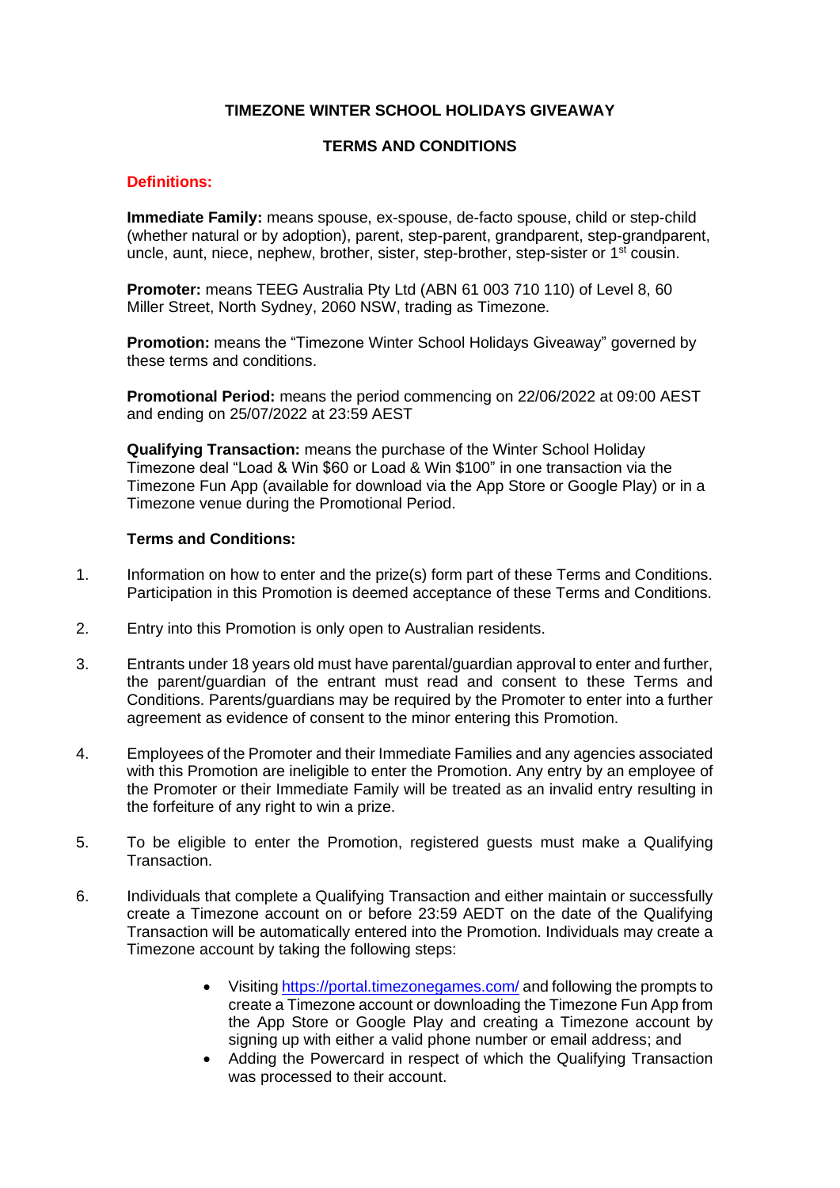# TIMEZONE WINTER SCHOOL HOLIDAYS GIVEAWAY

## TERMS AND CONDITIONS

### Definitions:

**Immediate Family:** means spouse, ex-spouse, de-facto spouse, child or step-child (whether natural or by adoption), parent, step-parent, grandparent, step-grandparent, uncle, aunt, niece, nephew, brother, sister, step-brother, step-sister or 1st cousin.

**Promoter:** means TEEG Australia Pty Ltd (ABN 61 003 710 110) of Level 8, 60 Miller Street, North Sydney, 2060 NSW, trading as Timezone.

**Promotion:** means the "Timezone Winter School Holidays Giveaway" governed by these terms and conditions.

**Promotional Period:** means the period commencing on 22/06/2022 at 09:00 AEST and ending on 25/07/2022 at 23:59 AEST

**Qualifying Transaction:** means the purchase of the Winter School Holiday Timezone deal "Load & Win $60 or Load & Win $100" in one transaction via the Timezone Fun App (available for download via the App Store or Google Play) or in a Timezone venue during the Promotional Period.

### Terms and Conditions:

1. Information on how to enter and the prize(s) form part of these Terms and Conditions. Participation in this Promotion is deemed acceptance of these Terms and Conditions.

2. Entry into this Promotion is only open to Australian residents.

3. Entrants under 18 years old must have parental/guardian approval to enter and further, the parent/guardian of the entrant must read and consent to these Terms and Conditions. Parents/guardians may be required by the Promoter to enter into a further agreement as evidence of consent to the minor entering this Promotion.

4. Employees of the Promoter and their Immediate Families and any agencies associated with this Promotion are ineligible to enter the Promotion. Any entry by an employee of the Promoter or their Immediate Family will be treated as an invalid entry resulting in the forfeiture of any right to win a prize.

5. To be eligible to enter the Promotion, registered guests must make a Qualifying Transaction.

6. Individuals that complete a Qualifying Transaction and either maintain or successfully create a Timezone account on or before 23:59 AEDT on the date of the Qualifying Transaction will be automatically entered into the Promotion. Individuals may create a Timezone account by taking the following steps:

   - Visiting https://portal.timezonegames.com/ and following the prompts to create a Timezone account or downloading the Timezone Fun App from the App Store or Google Play and creating a Timezone account by signing up with either a valid phone number or email address; and
   - Adding the Powercard in respect of which the Qualifying Transaction was processed to their account.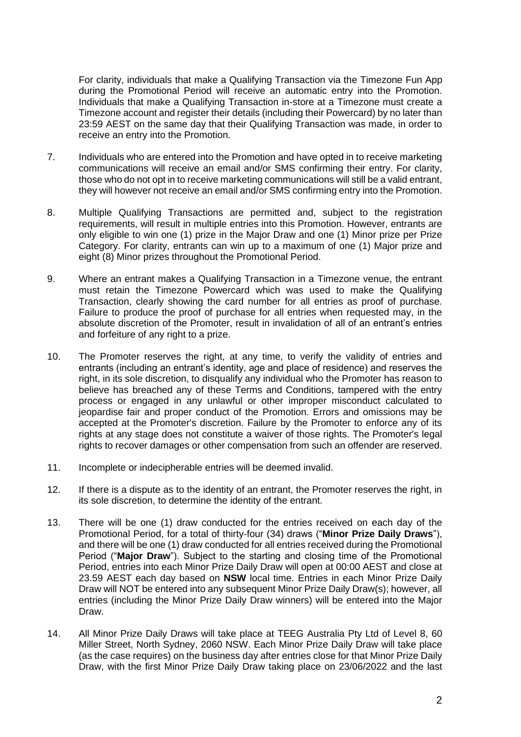For clarity, individuals that make a Qualifying Transaction via the Timezone Fun App during the Promotional Period will receive an automatic entry into the Promotion. Individuals that make a Qualifying Transaction in-store at a Timezone must create a Timezone account and register their details (including their Powercard) by no later than 23:59 AEST on the same day that their Qualifying Transaction was made, in order to receive an entry into the Promotion.

7. Individuals who are entered into the Promotion and have opted in to receive marketing communications will receive an email and/or SMS confirming their entry. For clarity, those who do not opt in to receive marketing communications will still be a valid entrant, they will however not receive an email and/or SMS confirming entry into the Promotion.

8. Multiple Qualifying Transactions are permitted and, subject to the registration requirements, will result in multiple entries into this Promotion. However, entrants are only eligible to win one (1) prize in the Major Draw and one (1) Minor prize per Prize Category. For clarity, entrants can win up to a maximum of one (1) Major prize and eight (8) Minor prizes throughout the Promotional Period.

9. Where an entrant makes a Qualifying Transaction in a Timezone venue, the entrant must retain the Timezone Powercard which was used to make the Qualifying Transaction, clearly showing the card number for all entries as proof of purchase. Failure to produce the proof of purchase for all entries when requested may, in the absolute discretion of the Promoter, result in invalidation of all of an entrant's entries and forfeiture of any right to a prize.

10. The Promoter reserves the right, at any time, to verify the validity of entries and entrants (including an entrant's identity, age and place of residence) and reserves the right, in its sole discretion, to disqualify any individual who the Promoter has reason to believe has breached any of these Terms and Conditions, tampered with the entry process or engaged in any unlawful or other improper misconduct calculated to jeopardise fair and proper conduct of the Promotion. Errors and omissions may be accepted at the Promoter's discretion. Failure by the Promoter to enforce any of its rights at any stage does not constitute a waiver of those rights. The Promoter's legal rights to recover damages or other compensation from such an offender are reserved.

11. Incomplete or indecipherable entries will be deemed invalid.

12. If there is a dispute as to the identity of an entrant, the Promoter reserves the right, in its sole discretion, to determine the identity of the entrant.

13. There will be one (1) draw conducted for the entries received on each day of the Promotional Period, for a total of thirty-four (34) draws ("**Minor Prize Daily Draws**"), and there will be one (1) draw conducted for all entries received during the Promotional Period ("**Major Draw**"). Subject to the starting and closing time of the Promotional Period, entries into each Minor Prize Daily Draw will open at 00:00 AEST and close at 23.59 AEST each day based on **NSW** local time. Entries in each Minor Prize Daily Draw will NOT be entered into any subsequent Minor Prize Daily Draw(s); however, all entries (including the Minor Prize Daily Draw winners) will be entered into the Major Draw.

14. All Minor Prize Daily Draws will take place at TEEG Australia Pty Ltd of Level 8, 60 Miller Street, North Sydney, 2060 NSW. Each Minor Prize Daily Draw will take place (as the case requires) on the business day after entries close for that Minor Prize Daily Draw, with the first Minor Prize Daily Draw taking place on 23/06/2022 and the last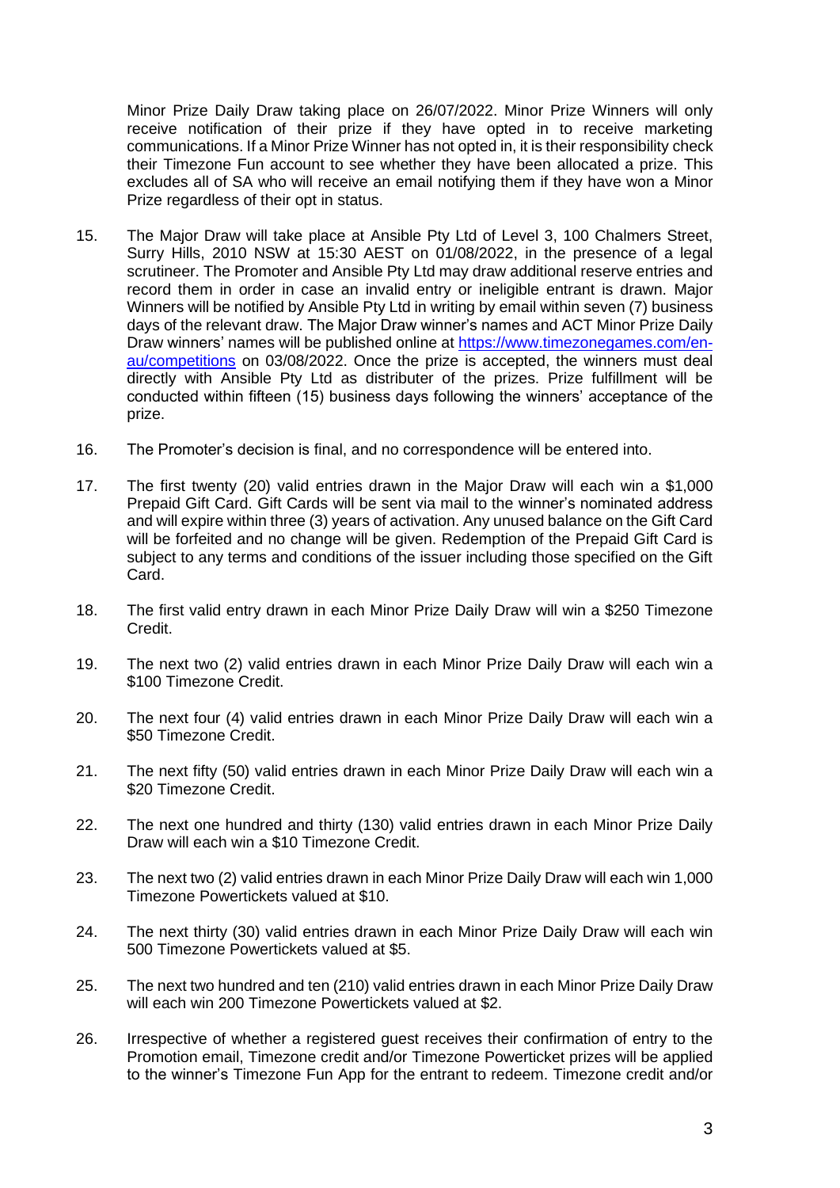Minor Prize Daily Draw taking place on 26/07/2022. Minor Prize Winners will only receive notification of their prize if they have opted in to receive marketing communications. If a Minor Prize Winner has not opted in, it is their responsibility check their Timezone Fun account to see whether they have been allocated a prize. This excludes all of SA who will receive an email notifying them if they have won a Minor Prize regardless of their opt in status.

15. The Major Draw will take place at Ansible Pty Ltd of Level 3, 100 Chalmers Street, Surry Hills, 2010 NSW at 15:30 AEST on 01/08/2022, in the presence of a legal scrutineer. The Promoter and Ansible Pty Ltd may draw additional reserve entries and record them in order in case an invalid entry or ineligible entrant is drawn. Major Winners will be notified by Ansible Pty Ltd in writing by email within seven (7) business days of the relevant draw. The Major Draw winner's names and ACT Minor Prize Daily Draw winners' names will be published online at [https://www.timezonegames.com/en-au/competitions](https://www.timezonegames.com/en-au/competitions) on 03/08/2022. Once the prize is accepted, the winners must deal directly with Ansible Pty Ltd as distributer of the prizes. Prize fulfillment will be conducted within fifteen (15) business days following the winners' acceptance of the prize.

16. The Promoter's decision is final, and no correspondence will be entered into.

17. The first twenty (20) valid entries drawn in the Major Draw will each win a $1,000 Prepaid Gift Card. Gift Cards will be sent via mail to the winner's nominated address and will expire within three (3) years of activation. Any unused balance on the Gift Card will be forfeited and no change will be given. Redemption of the Prepaid Gift Card is subject to any terms and conditions of the issuer including those specified on the Gift Card.

18. The first valid entry drawn in each Minor Prize Daily Draw will win a $250 Timezone Credit.

19. The next two (2) valid entries drawn in each Minor Prize Daily Draw will each win a $100 Timezone Credit.

20. The next four (4) valid entries drawn in each Minor Prize Daily Draw will each win a $50 Timezone Credit.

21. The next fifty (50) valid entries drawn in each Minor Prize Daily Draw will each win a $20 Timezone Credit.

22. The next one hundred and thirty (130) valid entries drawn in each Minor Prize Daily Draw will each win a $10 Timezone Credit.

23. The next two (2) valid entries drawn in each Minor Prize Daily Draw will each win 1,000 Timezone Powertickets valued at $10.

24. The next thirty (30) valid entries drawn in each Minor Prize Daily Draw will each win 500 Timezone Powertickets valued at $5.

25. The next two hundred and ten (210) valid entries drawn in each Minor Prize Daily Draw will each win 200 Timezone Powertickets valued at $2.

26. Irrespective of whether a registered guest receives their confirmation of entry to the Promotion email, Timezone credit and/or Timezone Powerticket prizes will be applied to the winner's Timezone Fun App for the entrant to redeem. Timezone credit and/or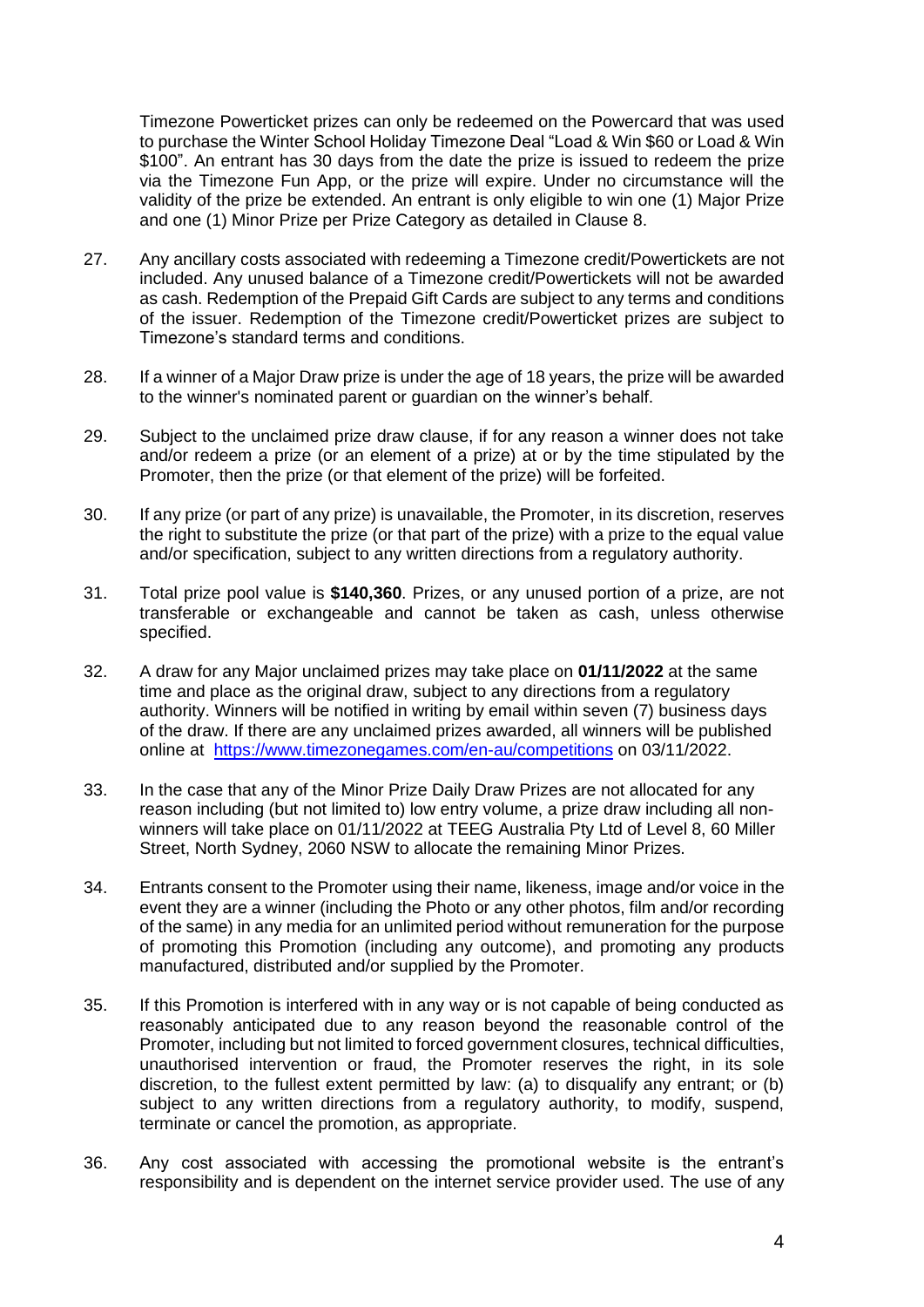Timezone Powerticket prizes can only be redeemed on the Powercard that was used to purchase the Winter School Holiday Timezone Deal "Load & Win $60 or Load & Win $100". An entrant has 30 days from the date the prize is issued to redeem the prize via the Timezone Fun App, or the prize will expire. Under no circumstance will the validity of the prize be extended. An entrant is only eligible to win one (1) Major Prize and one (1) Minor Prize per Prize Category as detailed in Clause 8.

27. Any ancillary costs associated with redeeming a Timezone credit/Powertickets are not included. Any unused balance of a Timezone credit/Powertickets will not be awarded as cash. Redemption of the Prepaid Gift Cards are subject to any terms and conditions of the issuer. Redemption of the Timezone credit/Powerticket prizes are subject to Timezone's standard terms and conditions.

28. If a winner of a Major Draw prize is under the age of 18 years, the prize will be awarded to the winner's nominated parent or guardian on the winner's behalf.

29. Subject to the unclaimed prize draw clause, if for any reason a winner does not take and/or redeem a prize (or an element of a prize) at or by the time stipulated by the Promoter, then the prize (or that element of the prize) will be forfeited.

30. If any prize (or part of any prize) is unavailable, the Promoter, in its discretion, reserves the right to substitute the prize (or that part of the prize) with a prize to the equal value and/or specification, subject to any written directions from a regulatory authority.

31. Total prize pool value is **$140,360**. Prizes, or any unused portion of a prize, are not transferable or exchangeable and cannot be taken as cash, unless otherwise specified.

32. A draw for any Major unclaimed prizes may take place on **01/11/2022** at the same time and place as the original draw, subject to any directions from a regulatory authority. Winners will be notified in writing by email within seven (7) business days of the draw. If there are any unclaimed prizes awarded, all winners will be published online at https://www.timezonegames.com/en-au/competitions on 03/11/2022.

33. In the case that any of the Minor Prize Daily Draw Prizes are not allocated for any reason including (but not limited to) low entry volume, a prize draw including all non-winners will take place on 01/11/2022 at TEEG Australia Pty Ltd of Level 8, 60 Miller Street, North Sydney, 2060 NSW to allocate the remaining Minor Prizes.

34. Entrants consent to the Promoter using their name, likeness, image and/or voice in the event they are a winner (including the Photo or any other photos, film and/or recording of the same) in any media for an unlimited period without remuneration for the purpose of promoting this Promotion (including any outcome), and promoting any products manufactured, distributed and/or supplied by the Promoter.

35. If this Promotion is interfered with in any way or is not capable of being conducted as reasonably anticipated due to any reason beyond the reasonable control of the Promoter, including but not limited to forced government closures, technical difficulties, unauthorised intervention or fraud, the Promoter reserves the right, in its sole discretion, to the fullest extent permitted by law: (a) to disqualify any entrant; or (b) subject to any written directions from a regulatory authority, to modify, suspend, terminate or cancel the promotion, as appropriate.

36. Any cost associated with accessing the promotional website is the entrant's responsibility and is dependent on the internet service provider used. The use of any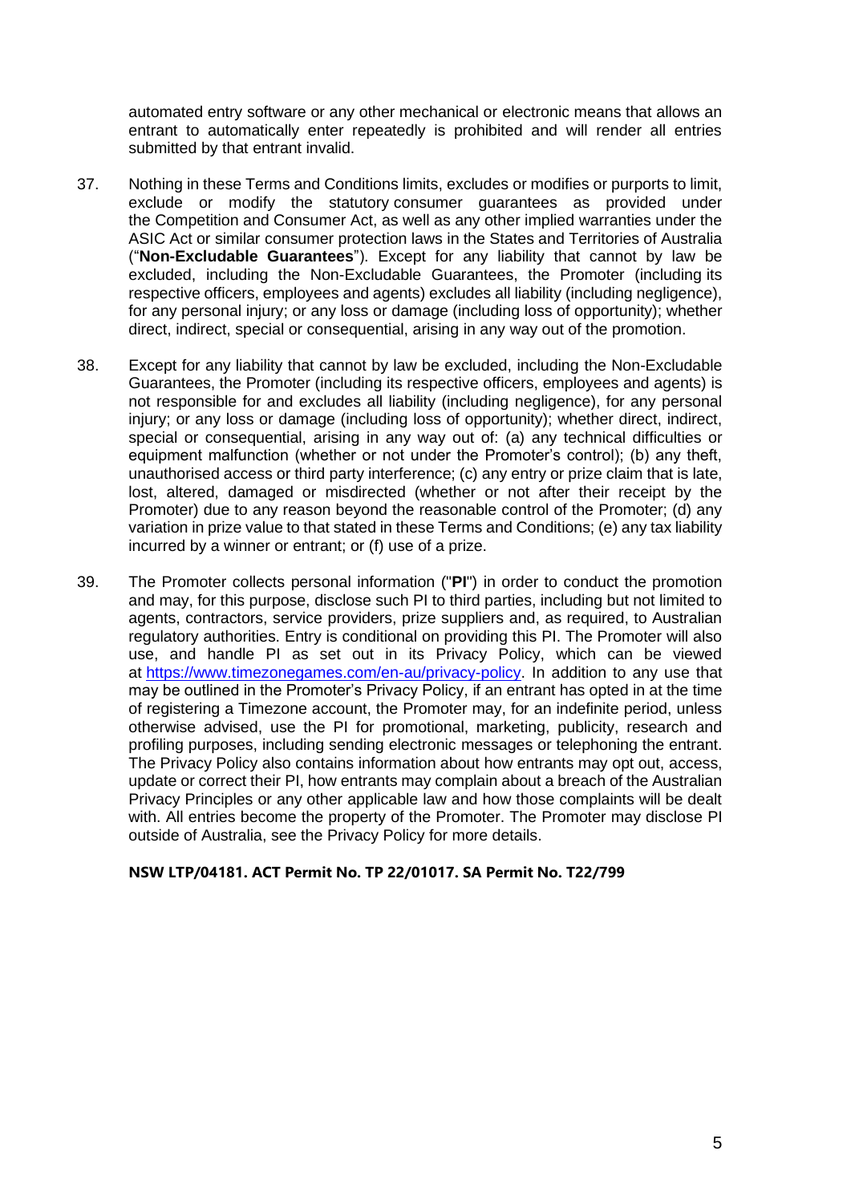automated entry software or any other mechanical or electronic means that allows an entrant to automatically enter repeatedly is prohibited and will render all entries submitted by that entrant invalid.

37. Nothing in these Terms and Conditions limits, excludes or modifies or purports to limit, exclude or modify the statutory consumer guarantees as provided under the Competition and Consumer Act, as well as any other implied warranties under the ASIC Act or similar consumer protection laws in the States and Territories of Australia ("**Non-Excludable Guarantees**"). Except for any liability that cannot by law be excluded, including the Non-Excludable Guarantees, the Promoter (including its respective officers, employees and agents) excludes all liability (including negligence), for any personal injury; or any loss or damage (including loss of opportunity); whether direct, indirect, special or consequential, arising in any way out of the promotion.

38. Except for any liability that cannot by law be excluded, including the Non-Excludable Guarantees, the Promoter (including its respective officers, employees and agents) is not responsible for and excludes all liability (including negligence), for any personal injury; or any loss or damage (including loss of opportunity); whether direct, indirect, special or consequential, arising in any way out of: (a) any technical difficulties or equipment malfunction (whether or not under the Promoter's control); (b) any theft, unauthorised access or third party interference; (c) any entry or prize claim that is late, lost, altered, damaged or misdirected (whether or not after their receipt by the Promoter) due to any reason beyond the reasonable control of the Promoter; (d) any variation in prize value to that stated in these Terms and Conditions; (e) any tax liability incurred by a winner or entrant; or (f) use of a prize.

39. The Promoter collects personal information ("**PI**") in order to conduct the promotion and may, for this purpose, disclose such PI to third parties, including but not limited to agents, contractors, service providers, prize suppliers and, as required, to Australian regulatory authorities. Entry is conditional on providing this PI. The Promoter will also use, and handle PI as set out in its Privacy Policy, which can be viewed at [https://www.timezonegames.com/en-au/privacy-policy](https://www.timezonegames.com/en-au/privacy-policy). In addition to any use that may be outlined in the Promoter's Privacy Policy, if an entrant has opted in at the time of registering a Timezone account, the Promoter may, for an indefinite period, unless otherwise advised, use the PI for promotional, marketing, publicity, research and profiling purposes, including sending electronic messages or telephoning the entrant. The Privacy Policy also contains information about how entrants may opt out, access, update or correct their PI, how entrants may complain about a breach of the Australian Privacy Principles or any other applicable law and how those complaints will be dealt with. All entries become the property of the Promoter. The Promoter may disclose PI outside of Australia, see the Privacy Policy for more details.

**NSW LTP/04181. ACT Permit No. TP 22/01017. SA Permit No. T22/799**